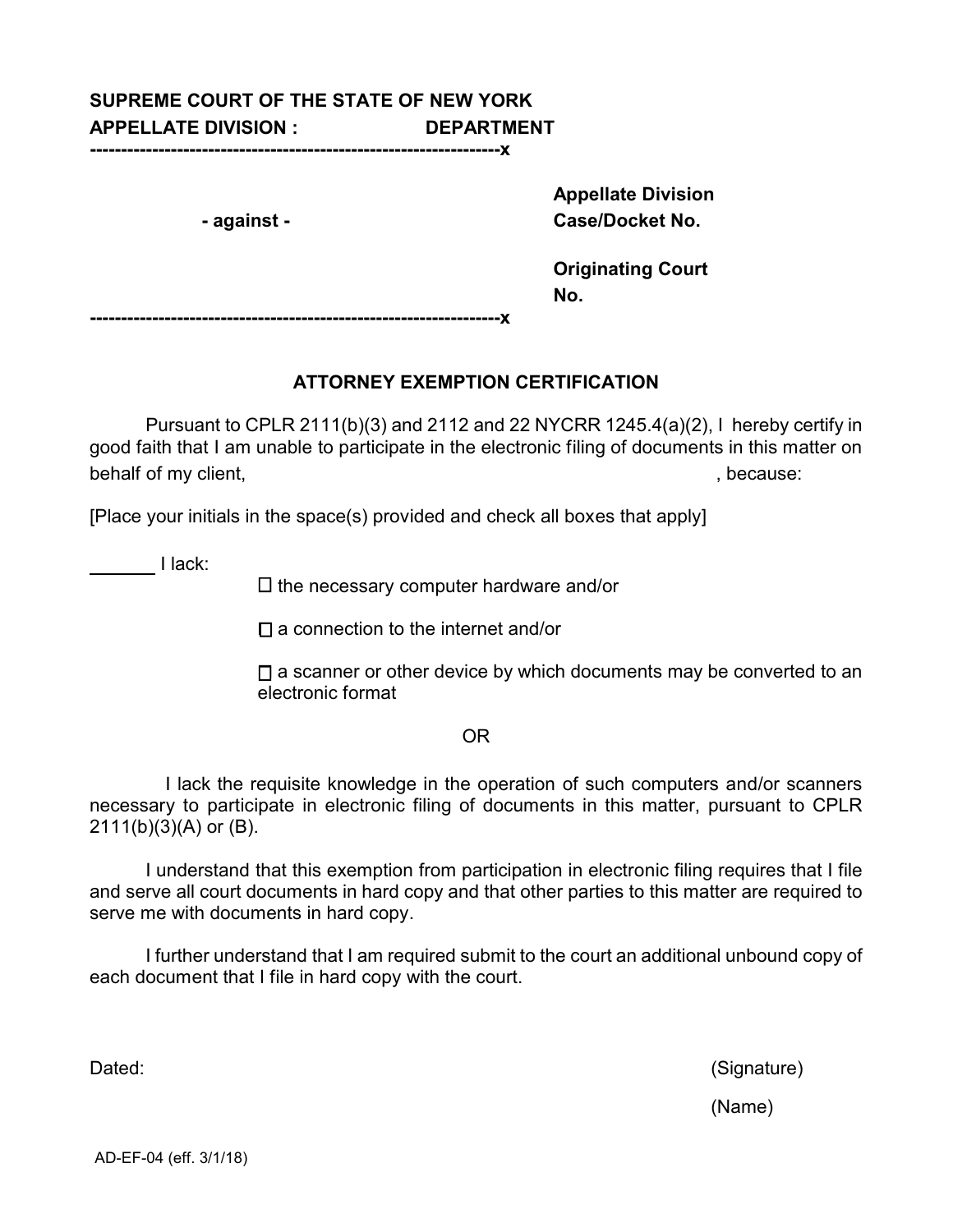**SUPREME COURT OF THE STATE OF NEW YORK**
**APPELLATE DIVISION : DEPARTMENT**

**-----------------------------------------------------------------x**

**- against -**

**Appellate Division Case/Docket No.**

**Originating Court No.**

**-----------------------------------------------------------------x**

## ATTORNEY EXEMPTION CERTIFICATION

Pursuant to CPLR 2111(b)(3) and 2112 and 22 NYCRR 1245.4(a)(2), I hereby certify in good faith that I am unable to participate in the electronic filing of documents in this matter on behalf of my client, , because:

[Place your initials in the space(s) provided and check all boxes that apply]

_______ I lack:

- ☐ the necessary computer hardware and/or
- ☐ a connection to the internet and/or
- ☐ a scanner or other device by which documents may be converted to an electronic format

OR

I lack the requisite knowledge in the operation of such computers and/or scanners necessary to participate in electronic filing of documents in this matter, pursuant to CPLR 2111(b)(3)(A) or (B).

I understand that this exemption from participation in electronic filing requires that I file and serve all court documents in hard copy and that other parties to this matter are required to serve me with documents in hard copy.

I further understand that I am required submit to the court an additional unbound copy of each document that I file in hard copy with the court.

Dated: (Signature)

(Name)

AD-EF-04 (eff. 3/1/18)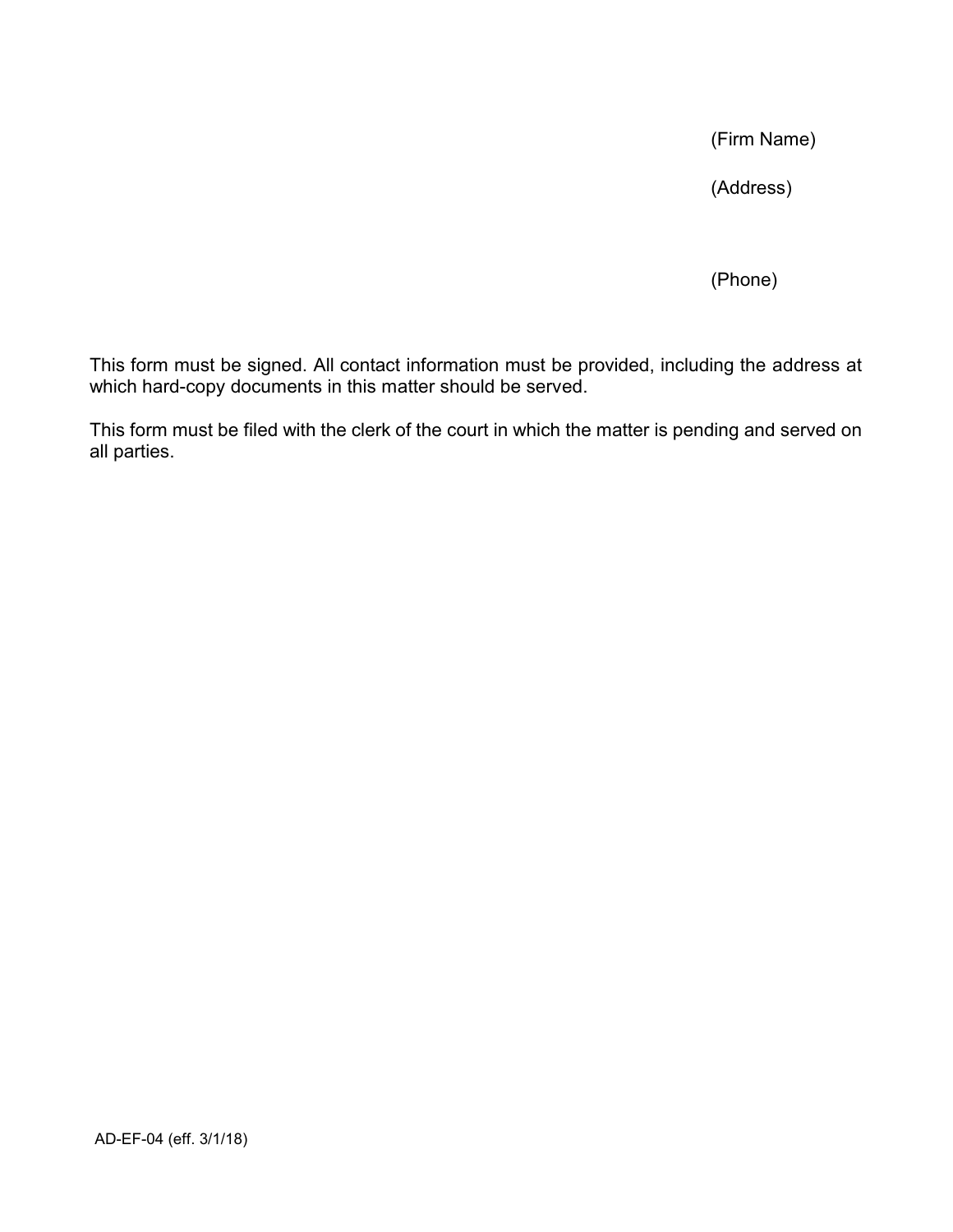(Firm Name)

(Address)

(Phone)

This form must be signed. All contact information must be provided, including the address at which hard-copy documents in this matter should be served.

This form must be filed with the clerk of the court in which the matter is pending and served on all parties.

AD-EF-04 (eff. 3/1/18)